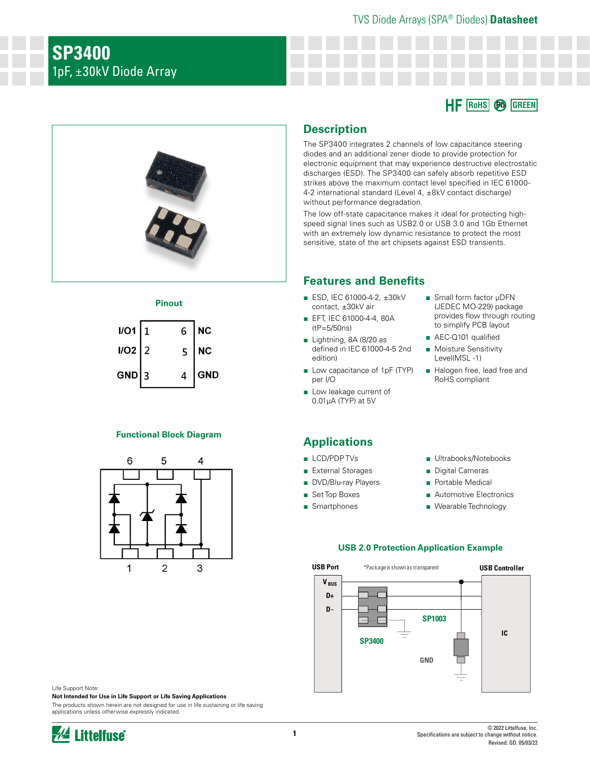TVS Diode Arrays (SPA® Diodes) **Datasheet**

# SP3400

1pF, ±30kV Diode Array

HF RoHS Pb GREEN

## Description

The SP3400 integrates 2 channels of low capacitance steering diodes and an additional zener diode to provide protection for electronic equipment that may experience destructive electrostatic discharges (ESD). The SP3400 can safely absorb repetitive ESD strikes above the maximum contact level specified in IEC 61000-4-2 international standard (Level 4, ±8kV contact discharge) without performance degradation.

The low off-state capacitance makes it ideal for protecting high-speed signal lines such as USB2.0 or USB 3.0 and 1Gb Ethernet with an extremely low dynamic resistance to protect the most sensitive, state of the art chipsets against ESD transients.

### Pinout

| Pin | Name | Pin | Name |
|---|---|---|---|
| 1 | I/O1 | 6 | NC |
| 2 | I/O2 | 5 | NC |
| 3 | GND | 4 | GND |

### Functional Block Diagram

## Features and Benefits

- ESD, IEC 61000-4-2, ±30kV contact, ±30kV air
- EFT, IEC 61000-4-4, 80A (tP=5/50ns)
- Lightning, 8A (8/20 as defined in IEC 61000-4-5 2nd edition)
- Low capacitance of 1pF (TYP) per I/O
- Low leakage current of 0.01µA (TYP) at 5V
- Small form factor µDFN (JEDEC MO-229) package provides flow through routing to simplify PCB layout
- AEC-Q101 qualified
- Moisture Sensitivity Level(MSL -1)
- Halogen free, lead free and RoHS compliant

## Applications

- LCD/PDP TVs
- External Storages
- DVD/Blu-ray Players
- Set Top Boxes
- Smartphones
- Ultrabooks/Notebooks
- Digital Cameras
- Portable Medical
- Automotive Electronics
- Wearable Technology

### USB 2.0 Protection Application Example

*Package is shown as transparent

Life Support Note:

**Not Intended for Use in Life Support or Life Saving Applications**

The products shown herein are not designed for use in life sustaining or life saving applications unless otherwise expressly indicated.

© 2022 Littelfuse, Inc.
Specifications are subject to change without notice.
Revised: GD. 05/03/22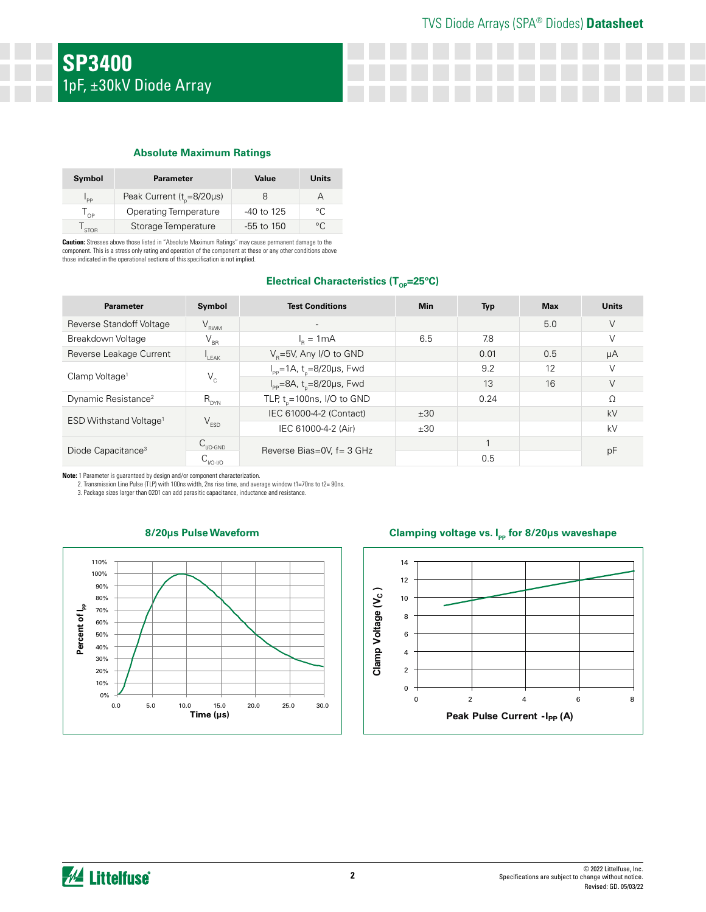# SP3400

1pF, ±30kV Diode Array

## Absolute Maximum Ratings

| Symbol | Parameter | Value | Units |
|---|---|---|---|
| $I_{PP}$ | Peak Current ($t_p$=8/20μs) | 8 | A |
| $T_{OP}$ | Operating Temperature | -40 to 125 | °C |
| $T_{STOR}$ | Storage Temperature | -55 to 150 | °C |

**Caution:** Stresses above those listed in "Absolute Maximum Ratings" may cause permanent damage to the component. This is a stress only rating and operation of the component at these or any other conditions above those indicated in the operational sections of this specification is not implied.

## Electrical Characteristics ($T_{OP}$=25°C)

| Parameter | Symbol | Test Conditions | Min | Typ | Max | Units |
|---|---|---|---|---|---|---|
| Reverse Standoff Voltage | $V_{RWM}$ | - | | | 5.0 | V |
| Breakdown Voltage | $V_{BR}$ | $I_R$ = 1mA | 6.5 | 7.8 | | V |
| Reverse Leakage Current | $I_{LEAK}$ | $V_R$=5V, Any I/O to GND | | 0.01 | 0.5 | μA |
| Clamp Voltage[1] | $V_C$ | $I_{PP}$=1A, $t_p$=8/20μs, Fwd | | 9.2 | 12 | V |
| | | $I_{PP}$=8A, $t_p$=8/20μs, Fwd | | 13 | 16 | V |
| Dynamic Resistance[2] | $R_{DYN}$ | TLP, $t_p$=100ns, I/O to GND | | 0.24 | | Ω |
| ESD Withstand Voltage[1] | $V_{ESD}$ | IEC 61000-4-2 (Contact) | ±30 | | | kV |
| | | IEC 61000-4-2 (Air) | ±30 | | | kV |
| Diode Capacitance[3] | $C_{I/O-GND}$ | Reverse Bias=0V, f= 3 GHz | | 1 | | pF |
| | $C_{I/O-I/O}$ | | | 0.5 | | pF |

**Note:** 1 Parameter is guaranteed by design and/or component characterization.
2. Transmission Line Pulse (TLP) with 100ns width, 2ns rise time, and average window t1=70ns to t2= 90ns.
3. Package sizes larger than 0201 can add parasitic capacitance, inductance and resistance.

## 8/20μs Pulse Waveform

## Clamping voltage vs. $I_{PP}$ for 8/20μs waveshape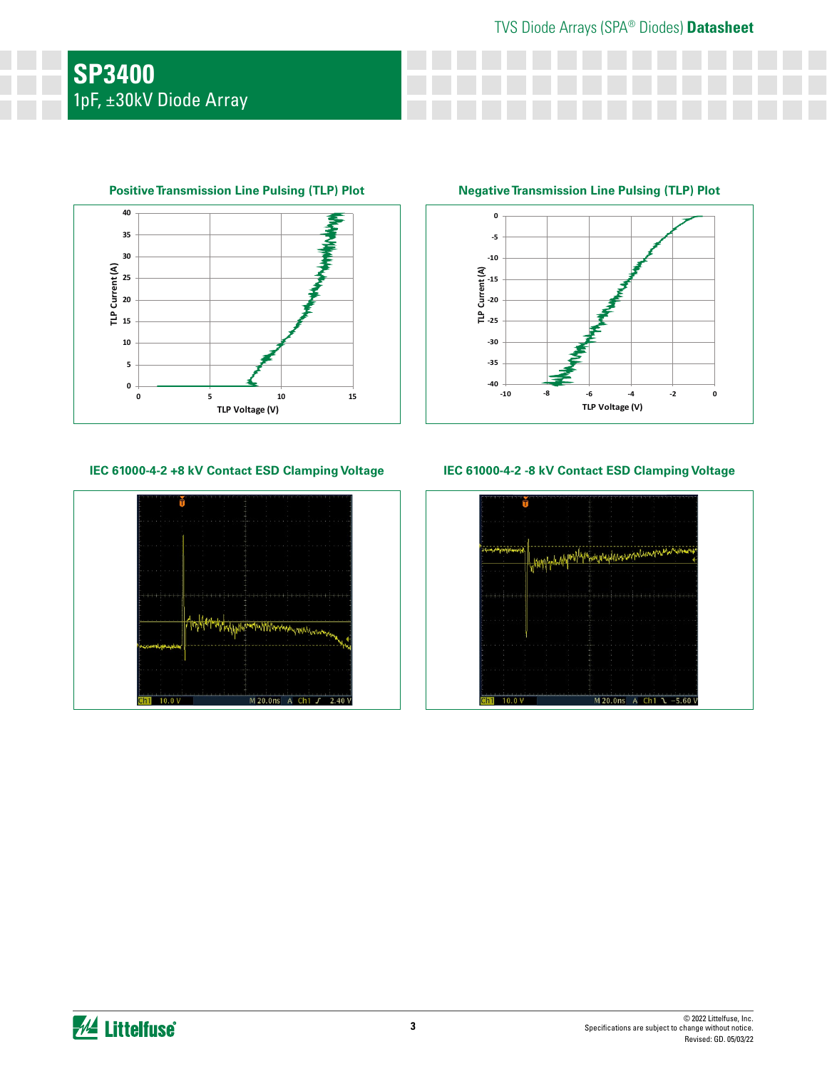# SP3400

1pF, ±30kV Diode Array

**Positive Transmission Line Pulsing (TLP) Plot**

TLP Current (A)

TLP Voltage (V)

**Negative Transmission Line Pulsing (TLP) Plot**

TLP Current (A)

TLP Voltage (V)

**IEC 61000-4-2 +8 kV Contact ESD Clamping Voltage**

Ch1 10.0 V M 20.0ns A Ch1 ʃ 2.40 V

**IEC 61000-4-2 -8 kV Contact ESD Clamping Voltage**

Ch1 10.0 V M 20.0ns A Ch1 ʅ −5.60 V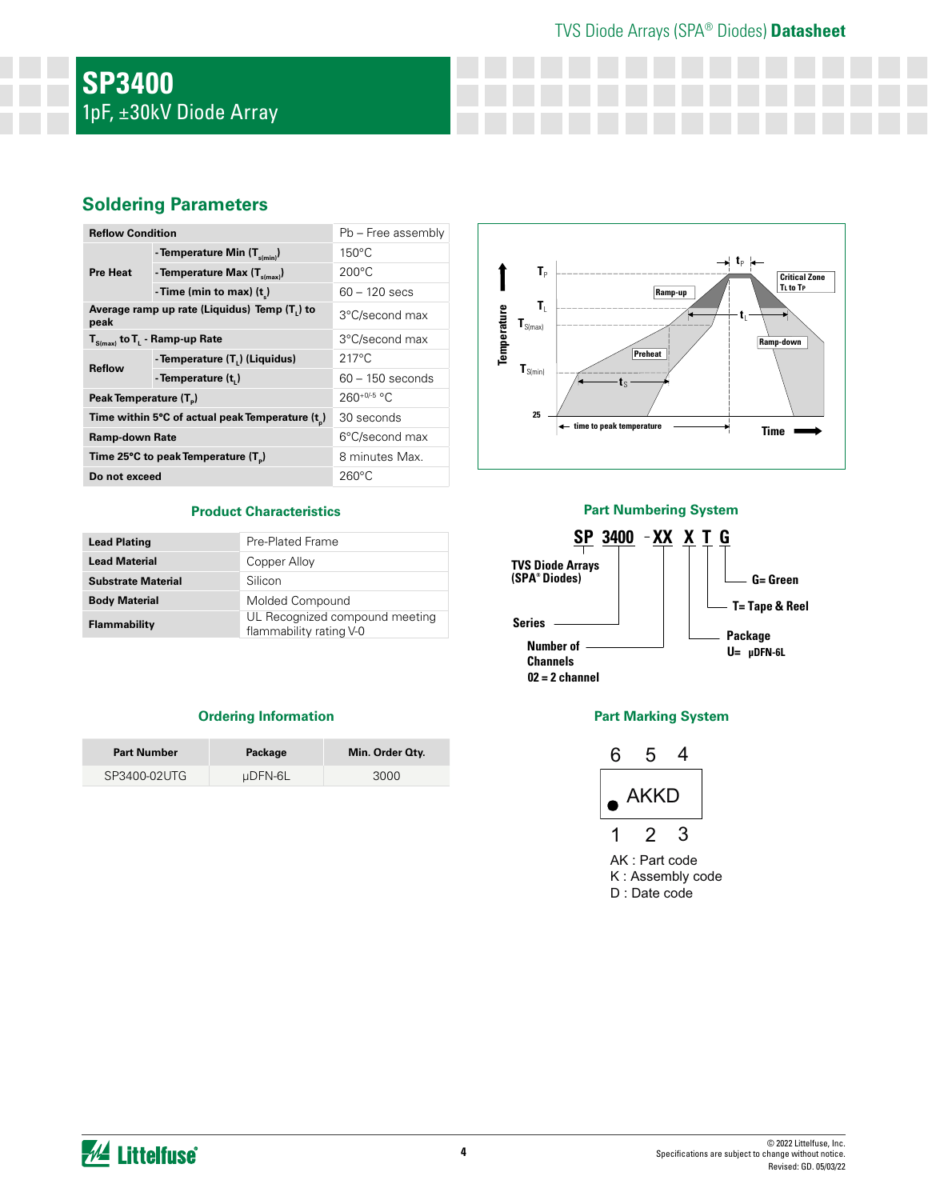# SP3400

1pF, ±30kV Diode Array

## Soldering Parameters

| Reflow Condition | | Pb – Free assembly |
|---|---|---|
| Pre Heat | - Temperature Min ($T_{s(min)}$) | 150°C |
| | - Temperature Max ($T_{s(max)}$) | 200°C |
| | - Time (min to max) ($t_s$) | 60 – 120 secs |
| Average ramp up rate (Liquidus) Temp ($T_L$) to peak | | 3°C/second max |
| $T_{S(max)}$ to $T_L$ - Ramp-up Rate | | 3°C/second max |
| Reflow | - Temperature ($T_L$) (Liquidus) | 217°C |
| | - Temperature ($t_L$) | 60 – 150 seconds |
| Peak Temperature ($T_P$) | | $260^{+0/-5}$ °C |
| Time within 5°C of actual peak Temperature ($t_p$) | | 30 seconds |
| Ramp-down Rate | | 6°C/second max |
| Time 25°C to peak Temperature ($T_P$) | | 8 minutes Max. |
| Do not exceed | | 260°C |

### Product Characteristics

| Lead Plating | Pre-Plated Frame |
|---|---|
| Lead Material | Copper Alloy |
| Substrate Material | Silicon |
| Body Material | Molded Compound |
| Flammability | UL Recognized compound meeting flammability rating V-0 |

### Ordering Information

| Part Number | Package | Min. Order Qty. |
|---|---|---|
| SP3400-02UTG | µDFN-6L | 3000 |

### Part Numbering System

SP 3400 - XX X T G

- SP: TVS Diode Arrays (SPA® Diodes)
- 3400: Series
- XX: Number of Channels — 02 = 2 channel
- X: Package — U= µDFN-6L
- T= Tape & Reel
- G= Green

### Part Marking System

AKKD (pins 6 5 4 top; 1 2 3 bottom)

AK : Part code
K : Assembly code
D : Date code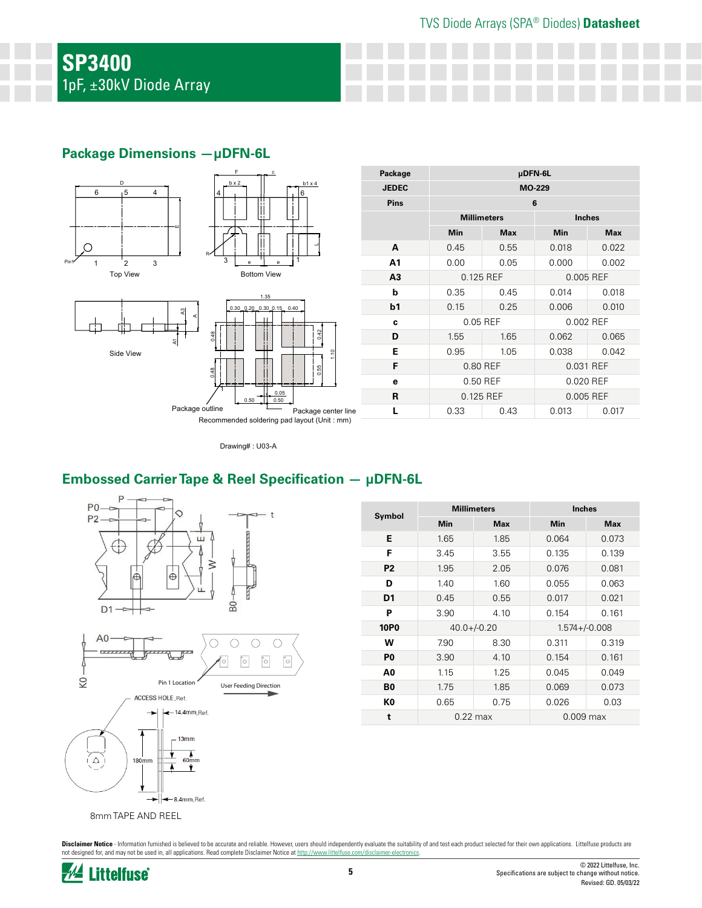# SP3400

1pF, ±30kV Diode Array

## Package Dimensions —µDFN-6L

Top View

Bottom View

Side View

Package outline

Package center line

Recommended soldering pad layout (Unit : mm)

Drawing# : U03-A

| Package | µDFN-6L | | | |
|---|---|---|---|---|
| JEDEC | MO-229 | | | |
| Pins | 6 | | | |
| | Millimeters | | Inches | |
| | Min | Max | Min | Max |
| A | 0.45 | 0.55 | 0.018 | 0.022 |
| A1 | 0.00 | 0.05 | 0.000 | 0.002 |
| A3 | 0.125 REF | | 0.005 REF | |
| b | 0.35 | 0.45 | 0.014 | 0.018 |
| b1 | 0.15 | 0.25 | 0.006 | 0.010 |
| c | 0.05 REF | | 0.002 REF | |
| D | 1.55 | 1.65 | 0.062 | 0.065 |
| E | 0.95 | 1.05 | 0.038 | 0.042 |
| F | 0.80 REF | | 0.031 REF | |
| e | 0.50 REF | | 0.020 REF | |
| R | 0.125 REF | | 0.005 REF | |
| L | 0.33 | 0.43 | 0.013 | 0.017 |

## Embossed Carrier Tape & Reel Specification — µDFN-6L

Pin 1 Location

User Feeding Direction

ACCESS HOLE ,Ref.

14.4mm,Ref.

13mm

180mm

60mm

8.4mm,Ref.

8mm TAPE AND REEL

| Symbol | Millimeters | | Inches | |
|---|---|---|---|---|
| | Min | Max | Min | Max |
| E | 1.65 | 1.85 | 0.064 | 0.073 |
| F | 3.45 | 3.55 | 0.135 | 0.139 |
| P2 | 1.95 | 2.05 | 0.076 | 0.081 |
| D | 1.40 | 1.60 | 0.055 | 0.063 |
| D1 | 0.45 | 0.55 | 0.017 | 0.021 |
| P | 3.90 | 4.10 | 0.154 | 0.161 |
| 10P0 | 40.0+/-0.20 | | 1.574+/-0.008 | |
| W | 7.90 | 8.30 | 0.311 | 0.319 |
| P0 | 3.90 | 4.10 | 0.154 | 0.161 |
| A0 | 1.15 | 1.25 | 0.045 | 0.049 |
| B0 | 1.75 | 1.85 | 0.069 | 0.073 |
| K0 | 0.65 | 0.75 | 0.026 | 0.03 |
| t | 0.22 max | | 0.009 max | |

**Disclaimer Notice** - Information furnished is believed to be accurate and reliable. However, users should independently evaluate the suitability of and test each product selected for their own applications. Littelfuse products are not designed for, and may not be used in, all applications. Read complete Disclaimer Notice at http://www.littelfuse.com/disclaimer-electronics.

© 2022 Littelfuse, Inc.
Specifications are subject to change without notice.
Revised: GD. 05/03/22